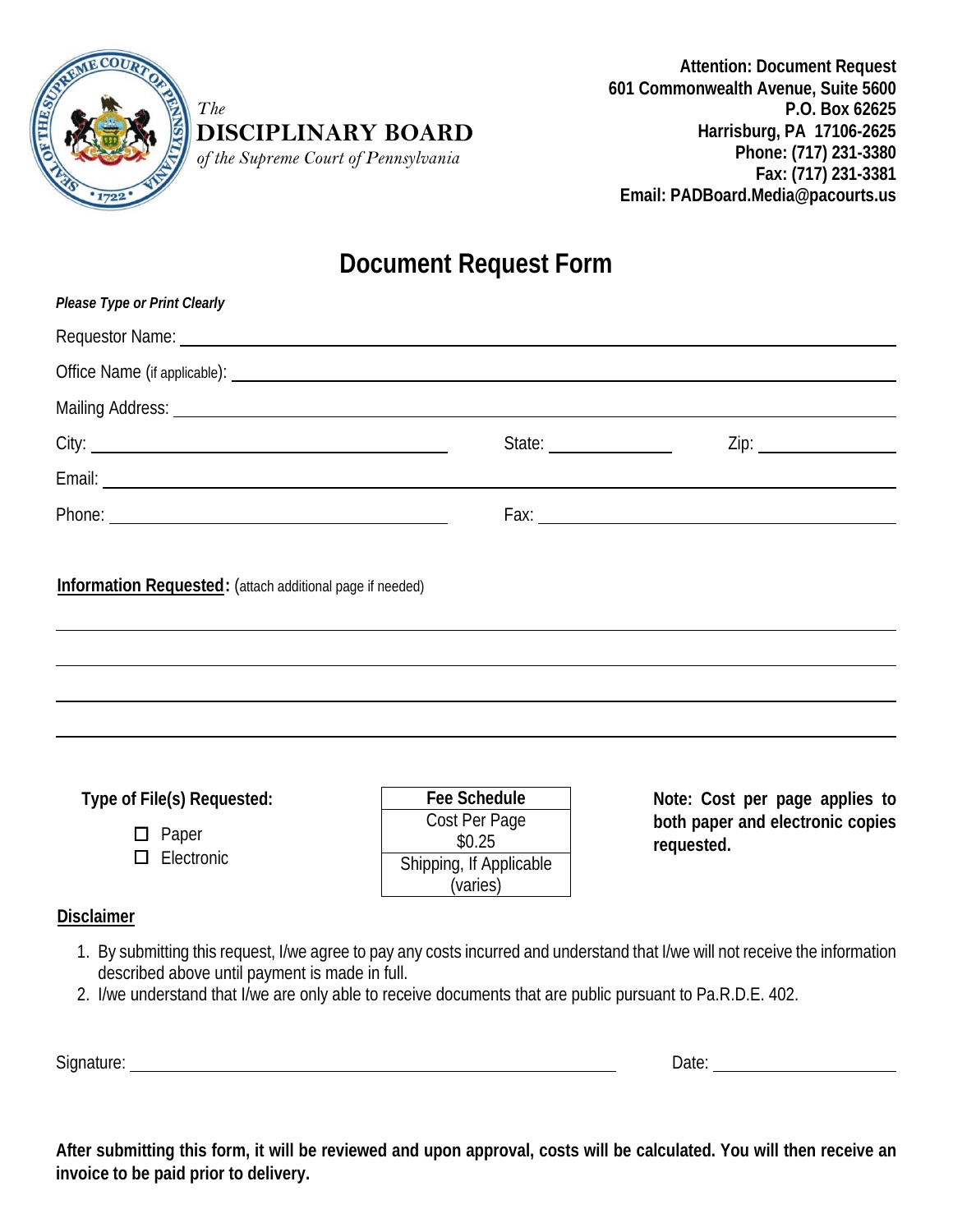*The*
**DISCIPLINARY BOARD**
*of the Supreme Court of Pennsylvania*

**Attention: Document Request**
**601 Commonwealth Avenue, Suite 5600**
**P.O. Box 62625**
**Harrisburg, PA 17106-2625**
**Phone: (717) 231-3380**
**Fax: (717) 231-3381**
**Email: PADBoard.Media@pacourts.us**

# Document Request Form

***Please Type or Print Clearly***

Requestor Name: ______________________________

Office Name (if applicable): ______________________________

Mailing Address: ______________________________

City: ____________________ State: __________ Zip: __________

Email: ______________________________

Phone: ____________________ Fax: ____________________

**Information Requested:** (attach additional page if needed)

______________________________

______________________________

______________________________

______________________________

**Type of File(s) Requested:**

- ☐ Paper
- ☐ Electronic

| Fee Schedule |
|---|
| Cost Per Page $0.25 |
| Shipping, If Applicable (varies) |

**Note: Cost per page applies to both paper and electronic copies requested.**

**Disclaimer**

1. By submitting this request, I/we agree to pay any costs incurred and understand that I/we will not receive the information described above until payment is made in full.
2. I/we understand that I/we are only able to receive documents that are public pursuant to Pa.R.D.E. 402.

Signature: ______________________________ Date: ____________

**After submitting this form, it will be reviewed and upon approval, costs will be calculated. You will then receive an invoice to be paid prior to delivery.**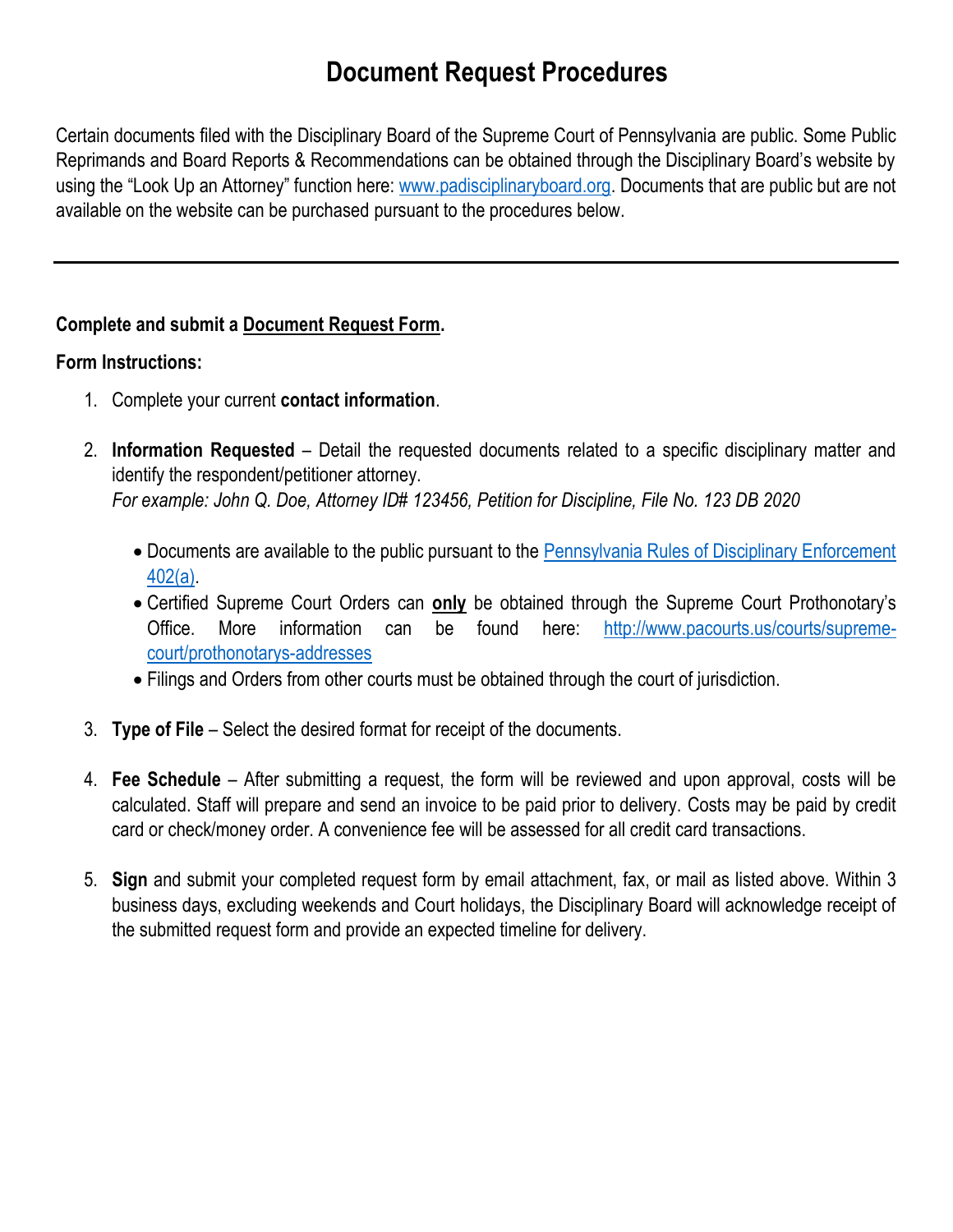# Document Request Procedures

Certain documents filed with the Disciplinary Board of the Supreme Court of Pennsylvania are public. Some Public Reprimands and Board Reports & Recommendations can be obtained through the Disciplinary Board's website by using the "Look Up an Attorney" function here: [www.padisciplinaryboard.org](http://www.padisciplinaryboard.org). Documents that are public but are not available on the website can be purchased pursuant to the procedures below.

---

**Complete and submit a Document Request Form.**

**Form Instructions:**

1. Complete your current **contact information**.

2. **Information Requested** – Detail the requested documents related to a specific disciplinary matter and identify the respondent/petitioner attorney.
   *For example: John Q. Doe, Attorney ID# 123456, Petition for Discipline, File No. 123 DB 2020*

   - Documents are available to the public pursuant to the Pennsylvania Rules of Disciplinary Enforcement 402(a).
   - Certified Supreme Court Orders can **only** be obtained through the Supreme Court Prothonotary's Office. More information can be found here: [http://www.pacourts.us/courts/supreme-court/prothonotarys-addresses](http://www.pacourts.us/courts/supreme-court/prothonotarys-addresses)
   - Filings and Orders from other courts must be obtained through the court of jurisdiction.

3. **Type of File** – Select the desired format for receipt of the documents.

4. **Fee Schedule** – After submitting a request, the form will be reviewed and upon approval, costs will be calculated. Staff will prepare and send an invoice to be paid prior to delivery. Costs may be paid by credit card or check/money order. A convenience fee will be assessed for all credit card transactions.

5. **Sign** and submit your completed request form by email attachment, fax, or mail as listed above. Within 3 business days, excluding weekends and Court holidays, the Disciplinary Board will acknowledge receipt of the submitted request form and provide an expected timeline for delivery.